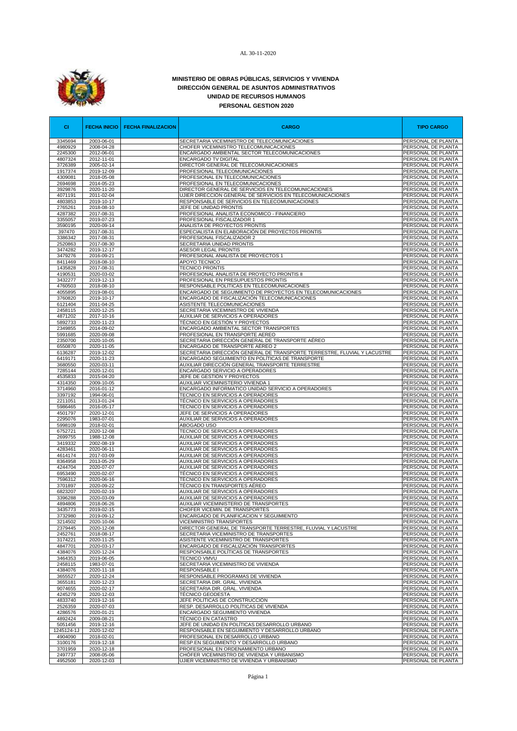AL 30-11-2020

**MINISTERIO DE OBRAS PÚBLICAS, SERVICIOS Y VIVIENDA**
**DIRECCIÓN GENERAL DE ASUNTOS ADMINISTRATIVOS**
**UNIDAD DE RECURSOS HUMANOS**
**PERSONAL GESTION 2020**

| CI | FECHA INICIO | FECHA FINALIZACION | CARGO | TIPO CARGO |
|---|---|---|---|---|
| 3345694 | 2003-06-01 | | SECRETARIA VICEMINISTRO DE TELECOMUNICACIONES | PERSONAL DE PLANTA |
| 4980929 | 2008-04-28 | | CHOFER VICEMINISTRO TELECOMUNICACIONES | PERSONAL DE PLANTA |
| 2245300 | 2012-06-01 | | ENCARGADO AMBIENTAL SECTOR TELECOMUNICACIONES | PERSONAL DE PLANTA |
| 4807324 | 2012-11-01 | | ENCARGADO TV DIGITAL | PERSONAL DE PLANTA |
| 3726389 | 2005-02-14 | | DIRECTOR GENERAL DE TELECOMUNICACIONES | PERSONAL DE PLANTA |
| 1917374 | 2019-12-09 | | PROFESIONAL TELECOMUNICACIONES | PERSONAL DE PLANTA |
| 4309081 | 2018-05-08 | | PROFESIONAL EN TELECOMUNICACIONES | PERSONAL DE PLANTA |
| 2694698 | 2014-05-23 | | PROFESIONAL EN TELECOMUNICACIONES | PERSONAL DE PLANTA |
| 3929876 | 2020-11-20 | | DIRECTOR GENERAL DE SERVICIOS EN TELECOMUNICACIONES | PERSONAL DE PLANTA |
| 4071191 | 2011-02-04 | | UJIER DIRECCIÓN GENERAL DE SERVICIOS EN TELECOMUNICACIONES | PERSONAL DE PLANTA |
| 4803853 | 2019-10-17 | | RESPONSABLE DE SERVICIOS EN TELECOMUNICACIONES | PERSONAL DE PLANTA |
| 2765261 | 2018-08-10 | | JEFE DE UNIDAD PRONTIS | PERSONAL DE PLANTA |
| 4287382 | 2017-08-31 | | PROFESIONAL ANALISTA ECONOMICO - FINANCIERO | PERSONAL DE PLANTA |
| 3355057 | 2019-07-23 | | PROFESIONAL FISCALIZADOR 1 | PERSONAL DE PLANTA |
| 3590195 | 2020-09-14 | | ANALISTA DE PROYECTOS PRONTIS | PERSONAL DE PLANTA |
| 397470 | 2017-08-31 | | ESPECIALISTA EN ELABORACIÓN DE PROYECTOS PRONTIS | PERSONAL DE PLANTA |
| 3386342 | 2017-08-31 | | PROFESIONAL FISCALIZADOR 2 | PERSONAL DE PLANTA |
| 2520863 | 2017-08-30 | | SECRETARIA UNIDAD PRONTIS | PERSONAL DE PLANTA |
| 3474282 | 2019-12-17 | | ASESOR LEGAL PRONTIS | PERSONAL DE PLANTA |
| 3479276 | 2016-09-21 | | PROFESIONAL ANALISTA DE PROYECTOS 1 | PERSONAL DE PLANTA |
| 8411469 | 2018-08-10 | | APOYO TECNICO | PERSONAL DE PLANTA |
| 1435828 | 2017-08-31 | | TECNICO PRONTIS | PERSONAL DE PLANTA |
| 4190531 | 2020-03-02 | | PROFESIONAL ANALISTA DE PROYECTO PRONTIS II | PERSONAL DE PLANTA |
| 3432277 | 2019-12-13 | | PROFESIONAL EN PRESUPUESTOS PRONTIS | PERSONAL DE PLANTA |
| 4760503 | 2018-08-10 | | RESPONSABLE POLITICAS EN TELECOMUNICACIONES | PERSONAL DE PLANTA |
| 4055895 | 2019-08-01 | | ENCARGADO DE SEGUIMIENTO DE PROYECTOS EN TELECOMUNICACIONES | PERSONAL DE PLANTA |
| 3760820 | 2019-10-17 | | ENCARGADO DE FISCALIZACIÓN TELECOMUNICACIONES | PERSONAL DE PLANTA |
| 6121404 | 2011-04-25 | | ASISTENTE TELECOMUNICACIONES | PERSONAL DE PLANTA |
| 2458115 | 2020-12-25 | | SECRETARIA VICEMINISTRO DE VIVIENDA | PERSONAL DE PLANTA |
| 4871202 | 2017-10-16 | | AUXILIAR DE SERVICIOS A OPERADORES | PERSONAL DE PLANTA |
| 5892733 | 2020-11-23 | | TÉCNICO EN GESTIÓN Y PROYECTOS | PERSONAL DE PLANTA |
| 2349855 | 2014-09-02 | | ENCARGADO AMBIENTAL SECTOR TRANSPORTES | PERSONAL DE PLANTA |
| 5991685 | 2020-09-08 | | PROFESIONAL EN TRANSPORTE AEREO | PERSONAL DE PLANTA |
| 2350700 | 2020-10-05 | | SECRETARIA DIRECCIÓN GENERAL DE TRANSPORTE AÉREO | PERSONAL DE PLANTA |
| 6550870 | 2020-11-05 | | ENCARGADO DE TRANSPORTE AEREO 2 | PERSONAL DE PLANTA |
| 6136287 | 2019-12-02 | | SECRETARIA DIRECCIÓN GENERAL DE TRANSPORTE TERRESTRE, FLUVIAL Y LACUSTRE | PERSONAL DE PLANTA |
| 6419171 | 2020-11-23 | | ENCARGADO SEGUIMIENTO EN POLÍTICAS DE TRANSPORTE | PERSONAL DE PLANTA |
| 3680550 | 2020-03-11 | | AUXILIAR DIRECCIÓN GENERAL TRANSPORTE TERRESTRE | PERSONAL DE PLANTA |
| 7285144 | 2020-12-01 | | ENCARGADO SERVICIO A OPERADORES | PERSONAL DE PLANTA |
| 4535833 | 2015-04-20 | | JEFE DE GESTIÓN Y PROYECTOS | PERSONAL DE PLANTA |
| 4314350 | 2009-10-05 | | AUXILIAR VICEMINISTERIO VIVIENDA 1 | PERSONAL DE PLANTA |
| 3714960 | 2016-01-12 | | ENCARGADO INFORMATICO UNIDAD SERVICIO A OPERADORES | PERSONAL DE PLANTA |
| 3397192 | 1994-06-01 | | TECNICO EN SERVICIOS A OPERADORES | PERSONAL DE PLANTA |
| 2211051 | 2013-01-24 | | TÉCNICO EN SERVICIOS A OPERADORES | PERSONAL DE PLANTA |
| 5986465 | 2016-05-17 | | TECNICO EN SERVICIOS A OPERADORES | PERSONAL DE PLANTA |
| 4501797 | 2020-12-01 | | JEFE DE SERVICIOS A OPERADORES | PERSONAL DE PLANTA |
| 2295076 | 1983-07-01 | | AUXILIAR DE SERVICIOS A OPERADORES | PERSONAL DE PLANTA |
| 5998109 | 2018-02-01 | | ABOGADO USO | PERSONAL DE PLANTA |
| 6752721 | 2020-12-08 | | TECNICO DE SERVICIOS A OPERADORES | PERSONAL DE PLANTA |
| 2699755 | 1988-12-08 | | AUXILIAR DE SERVICIOS A OPERADORES | PERSONAL DE PLANTA |
| 3419332 | 2002-08-19 | | AUXILIAR DE SERVICIOS A OPERADORES | PERSONAL DE PLANTA |
| 4283461 | 2020-06-11 | | AUXILIAR DE SERVICIOS A OPERADORES | PERSONAL DE PLANTA |
| 4614174 | 2017-03-09 | | AUXILIAR DE SERVICIOS A OPERADORES | PERSONAL DE PLANTA |
| 8364958 | 2013-05-29 | | AUXILIAR DE SERVICIOS A OPERADORES | PERSONAL DE PLANTA |
| 4244704 | 2020-07-07 | | AUXILIAR DE SERVICIOS A OPERADORES | PERSONAL DE PLANTA |
| 6953490 | 2020-02-07 | | TÉCNICO EN SERVICIOS A OPERADORES | PERSONAL DE PLANTA |
| 7596312 | 2020-06-16 | | TECNICO EN SERVICIOS A OPERADORES | PERSONAL DE PLANTA |
| 3701897 | 2020-09-22 | | TÉCNICO EN TRANSPORTES AÉREO | PERSONAL DE PLANTA |
| 6823207 | 2020-02-19 | | AUXILIAR DE SERVICIOS A OPERADORES | PERSONAL DE PLANTA |
| 3396288 | 2020-03-09 | | AUXILIAR DE SERVICIOS A OPERADORES | PERSONAL DE PLANTA |
| 4894806 | 2018-06-26 | | AUXILIAR VICEMINISTERIO DE TRANSPORTES | PERSONAL DE PLANTA |
| 3435773 | 2019-02-15 | | CHOFER VICEMIN. DE TRANSPORTES | PERSONAL DE PLANTA |
| 3732980 | 2019-09-12 | | ENCARGADO DE PLANIFICACION Y SEGUIMIENTO | PERSONAL DE PLANTA |
| 3214502 | 2020-10-06 | | VICEMINISTRO TRANSPORTES | PERSONAL DE PLANTA |
| 2379445 | 2020-12-08 | | DIRECTOR GENERAL DE TRANSPORTE TERRESTRE, FLUVIAL Y LACUSTRE | PERSONAL DE PLANTA |
| 2452761 | 2018-08-17 | | SECRETARIA VICEMINISTRO DE TRANSPORTES | PERSONAL DE PLANTA |
| 3174221 | 2020-11-25 | | ASISTENTE VICEMINISTRO DE TRANSPORTES | PERSONAL DE PLANTA |
| 4847701 | 2020-03-17 | | ENCARGADO DE FISCALIZACIÓN TRANSPORTES | PERSONAL DE PLANTA |
| 4384076 | 2020-12-24 | | RESPONSABLE POLÍTICAS DE TRANSPORTES | PERSONAL DE PLANTA |
| 3464353 | 2019-06-05 | | TECNICO VMVU | PERSONAL DE PLANTA |
| 2458115 | 1983-07-01 | | SECRETARIA VICEMINISTRO DE VIVIENDA | PERSONAL DE PLANTA |
| 4384076 | 2020-11-18 | | RESPONSABLE I | PERSONAL DE PLANTA |
| 3655527 | 2020-12-24 | | RESPONSABLE PROGRAMAS DE VIVIENDA | PERSONAL DE PLANTA |
| 3655181 | 2020-12-23 | | SECRETARIA DIR. GRAL. VIVIENDA | PERSONAL DE PLANTA |
| 9074655 | 2020-02-17 | | SECRETARIA DIR. GRAL. VIVIENDA | PERSONAL DE PLANTA |
| 4245279 | 2020-12-03 | | TECNICO GEODESTA | PERSONAL DE PLANTA |
| 4833740 | 2019-12-16 | | JEFE POLÍTICAS DE CONSTRUCCIÓN | PERSONAL DE PLANTA |
| 2526359 | 2020-07-03 | | RESP. DESARROLLO POLÍTICAS DE VIVIENDA | PERSONAL DE PLANTA |
| 4286576 | 2020-01-21 | | ENCARGADO SEGUIMIENTO VIVIENDA | PERSONAL DE PLANTA |
| 4892424 | 2009-08-21 | | TÉCNICO EN CATASTRO | PERSONAL DE PLANTA |
| 5051456 | 2019-12-16 | | JEFE DE UNIDAD EN POLÍTICAS DESARROLLO URBANO | PERSONAL DE PLANTA |
| 1245124-1J | 2020-12-02 | | RESPONSABLE EN SEGUIMIENTO Y DESARROLLO URBANO | PERSONAL DE PLANTA |
| 4904090 | 2018-02-01 | | PROFESIONAL EN DESARROLLO URBANO | PERSONAL DE PLANTA |
| 3100176 | 2019-12-18 | | RESP.EN SEGUIMIENTO Y DESARROLLO URBANO | PERSONAL DE PLANTA |
| 3701959 | 2020-12-18 | | PROFESIONAL EN ORDENAMIENTO URBANO | PERSONAL DE PLANTA |
| 2497737 | 2008-05-06 | | CHOFER VICEMINISTRO DE VIVIENDA Y URBANISMO | PERSONAL DE PLANTA |
| 4952500 | 2020-12-03 | | UJIER VICEMINISTRO DE VIVIENDA Y URBANISMO | PERSONAL DE PLANTA |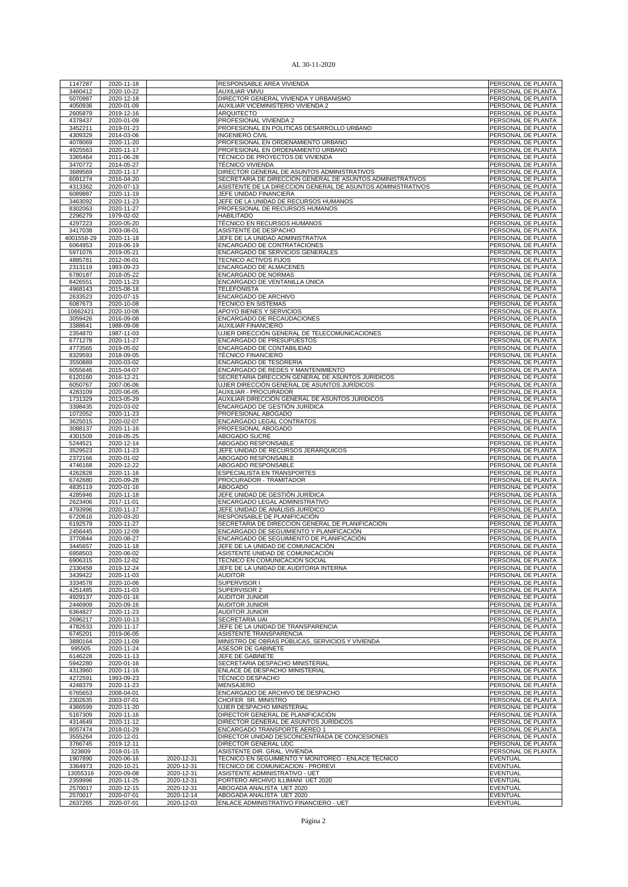AL 30-11-2020

| | | | | |
|---|---|---|---|---|
| 1147287 | 2020-11-18 | | RESPONSABLE AREA VIVIENDA | PERSONAL DE PLANTA |
| 3460412 | 2020-10-22 | | AUXILIAR VMVU | PERSONAL DE PLANTA |
| 5070987 | 2020-12-18 | | DIRECTOR GENERAL VIVIENDA Y URBANISMO | PERSONAL DE PLANTA |
| 4050936 | 2020-01-09 | | AUXILIAR VICEMINISTERIO VIVIENDA 2 | PERSONAL DE PLANTA |
| 2605879 | 2019-12-16 | | ARQUITECTO | PERSONAL DE PLANTA |
| 4378437 | 2020-01-09 | | PROFESIONAL VIVIENDA 2 | PERSONAL DE PLANTA |
| 3452211 | 2019-01-23 | | PROFESIONAL EN POLITICAS DESARROLLO URBANO | PERSONAL DE PLANTA |
| 4309329 | 2014-03-06 | | INGENIERO CIVIL | PERSONAL DE PLANTA |
| 4078069 | 2020-11-20 | | PROFESIONAL EN ORDENAMIENTO URBANO | PERSONAL DE PLANTA |
| 4925563 | 2020-11-17 | | PROFESIONAL EN ORDENAMIENTO URBANO | PERSONAL DE PLANTA |
| 3365464 | 2011-06-28 | | TÉCNICO DE PROYECTOS DE VIVIENDA | PERSONAL DE PLANTA |
| 3470772 | 2014-05-27 | | TÉCNICO VIVIENDA | PERSONAL DE PLANTA |
| 3689569 | 2020-11-17 | | DIRECTOR GENERAL DE ASUNTOS ADMINISTRATIVOS | PERSONAL DE PLANTA |
| 6091274 | 2016-04-20 | | SECRETARIA DE DIRECCION GENERAL DE ASUNTOS ADMINISTRATIVOS | PERSONAL DE PLANTA |
| 4313362 | 2020-07-13 | | ASISTENTE DE LA DIRECCION GENERAL DE ASUNTOS ADMINISTRATIVOS | PERSONAL DE PLANTA |
| 6089887 | 2020-11-19 | | JEFE UNIDAD FINANCIERA | PERSONAL DE PLANTA |
| 3463092 | 2020-11-23 | | JEFE DE LA UNIDAD DE RECURSOS HUMANOS | PERSONAL DE PLANTA |
| 8302063 | 2020-11-27 | | PROFESIONAL DE RECURSOS HUMANOS | PERSONAL DE PLANTA |
| 2296279 | 1979-02-02 | | HABILITADO | PERSONAL DE PLANTA |
| 4297223 | 2020-05-20 | | TÉCNICO EN RECURSOS HUMANOS | PERSONAL DE PLANTA |
| 3417038 | 2003-08-01 | | ASISTENTE DE DESPACHO | PERSONAL DE PLANTA |
| 4001558-29 | 2020-11-18 | | JEFE DE LA UNIDAD ADMINISTRATIVA | PERSONAL DE PLANTA |
| 6064953 | 2019-06-19 | | ENCARGADO DE CONTRATACIONES | PERSONAL DE PLANTA |
| 5971076 | 2019-05-21 | | ENCARGADO DE SERVICIOS GENERALES | PERSONAL DE PLANTA |
| 4885781 | 2012-06-01 | | TECNICO ACTIVOS FIJOS | PERSONAL DE PLANTA |
| 2313119 | 1993-09-23 | | ENCARGADO DE ALMACENES | PERSONAL DE PLANTA |
| 6780187 | 2018-05-22 | | ENCARGADO DE NORMAS | PERSONAL DE PLANTA |
| 8426551 | 2020-11-23 | | ENCARGADO DE VENTANILLA ÚNICA | PERSONAL DE PLANTA |
| 4968143 | 2015-08-18 | | TELEFONISTA | PERSONAL DE PLANTA |
| 2633523 | 2020-07-15 | | ENCARGADO DE ARCHIVO | PERSONAL DE PLANTA |
| 6087673 | 2020-10-08 | | TECNICO EN SISTEMAS | PERSONAL DE PLANTA |
| 10662421 | 2020-10-08 | | APOYO BIENES Y SERVICIOS | PERSONAL DE PLANTA |
| 3059426 | 2016-09-08 | | ENCARGADO DE RECAUDACIONES | PERSONAL DE PLANTA |
| 3388641 | 1988-09-08 | | AUXILIAR FINANCIERO | PERSONAL DE PLANTA |
| 2354870 | 1987-11-03 | | UJIER DIRECCIÓN GENERAL DE TELECOMUNICACIONES | PERSONAL DE PLANTA |
| 6771278 | 2020-11-27 | | ENCARGADO DE PRESUPUESTOS | PERSONAL DE PLANTA |
| 4773565 | 2019-05-02 | | ENCARGADO DE CONTABILIDAD | PERSONAL DE PLANTA |
| 8329593 | 2018-09-05 | | TÉCNICO FINANCIERO | PERSONAL DE PLANTA |
| 3550889 | 2020-03-02 | | ENCARGADO DE TESORERÍA | PERSONAL DE PLANTA |
| 6055646 | 2015-04-07 | | ENCARGADO DE REDES Y MANTENIMIENTO | PERSONAL DE PLANTA |
| 6120160 | 2016-12-21 | | SECRETARIA DIRECCIÓN GENERAL DE ASUNTOS JURÍDICOS | PERSONAL DE PLANTA |
| 6050767 | 2007-06-06 | | UJIER DIRECCIÓN GENERAL DE ASUNTOS JURÍDICOS | PERSONAL DE PLANTA |
| 4283109 | 2020-06-05 | | AUXILIAR - PROCURADOR | PERSONAL DE PLANTA |
| 1731329 | 2013-05-29 | | AUXILIAR DIRECCIÓN GENERAL DE ASUNTOS JURÍDICOS | PERSONAL DE PLANTA |
| 3398435 | 2020-03-02 | | ENCARGADO DE GESTIÓN JURÍDICA | PERSONAL DE PLANTA |
| 1072052 | 2020-11-23 | | PROFESIONAL ABOGADO | PERSONAL DE PLANTA |
| 3625015 | 2020-02-07 | | ENCARGADO LEGAL CONTRATOS | PERSONAL DE PLANTA |
| 3088137 | 2020-11-16 | | PROFESIONAL ABOGADO | PERSONAL DE PLANTA |
| 4301509 | 2018-05-25 | | ABOGADO SUCRE | PERSONAL DE PLANTA |
| 5244521 | 2020-12-14 | | ABOGADO RESPONSABLE | PERSONAL DE PLANTA |
| 3529523 | 2020-11-23 | | JEFE UNIDAD DE RECURSOS JERÁRQUICOS | PERSONAL DE PLANTA |
| 2372166 | 2020-01-02 | | ABOGADO RESPONSABLE | PERSONAL DE PLANTA |
| 4746168 | 2020-12-22 | | ABOGADO RESPONSABLE | PERSONAL DE PLANTA |
| 4262828 | 2020-11-16 | | ESPECIALISTA EN TRANSPORTES | PERSONAL DE PLANTA |
| 6742680 | 2020-09-28 | | PROCURADOR - TRAMITADOR | PERSONAL DE PLANTA |
| 4835119 | 2020-01-16 | | ABOGADO | PERSONAL DE PLANTA |
| 4285946 | 2020-11-18 | | JEFE UNIDAD DE GESTIÓN JURÍDICA | PERSONAL DE PLANTA |
| 2623406 | 2017-11-01 | | ENCARGADO LEGAL ADMINISTRATIVO | PERSONAL DE PLANTA |
| 4793996 | 2020-11-17 | | JEFE UNIDAD DE ANÁLISIS JURÍDICO | PERSONAL DE PLANTA |
| 6720616 | 2020-03-20 | | RESPONSABLE DE PLANIFICACIÓN | PERSONAL DE PLANTA |
| 6192579 | 2020-11-27 | | SECRETARIA DE DIRECCION GENERAL DE PLANIFICACIÓN | PERSONAL DE PLANTA |
| 2456445 | 2020-12-09 | | ENCARGADO DE SEGUIMIENTO Y PLANIFICACIÓN | PERSONAL DE PLANTA |
| 3770844 | 2020-08-27 | | ENCARGADO DE SEGUIMIENTO DE PLANIFICACIÓN | PERSONAL DE PLANTA |
| 3445657 | 2020-11-18 | | JEFE DE LA UNIDAD DE COMUNICACIÓN | PERSONAL DE PLANTA |
| 6958503 | 2020-06-02 | | ASISTENTE UNIDAD DE COMUNICACIÓN | PERSONAL DE PLANTA |
| 6906315 | 2020-12-02 | | TECNICO EN COMUNICACIÓN SOCIAL | PERSONAL DE PLANTA |
| 2330458 | 2019-12-24 | | JEFE DE LA UNIDAD DE AUDITORIA INTERNA | PERSONAL DE PLANTA |
| 3439422 | 2020-11-03 | | AUDITOR | PERSONAL DE PLANTA |
| 3334578 | 2020-10-06 | | SUPERVISOR I | PERSONAL DE PLANTA |
| 4251485 | 2020-11-03 | | SUPERVISOR 2 | PERSONAL DE PLANTA |
| 4929137 | 2020-01-16 | | AUDITOR JUNIOR | PERSONAL DE PLANTA |
| 2446909 | 2020-09-16 | | AUDITOR JUNIOR | PERSONAL DE PLANTA |
| 6364827 | 2020-11-23 | | AUDITOR JUNIOR | PERSONAL DE PLANTA |
| 2696217 | 2020-10-13 | | SECRETARIA UAI | PERSONAL DE PLANTA |
| 4782633 | 2020-11-17 | | JEFE DE LA UNIDAD DE TRANSPARENCIA | PERSONAL DE PLANTA |
| 6745201 | 2019-06-05 | | ASISTENTE TRANSPARENCIA | PERSONAL DE PLANTA |
| 3880164 | 2020-11-09 | | MINISTRO DE OBRAS PÚBLICAS, SERVICIOS Y VIVIENDA | PERSONAL DE PLANTA |
| 995505 | 2020-11-24 | | ASESOR DE GABINETE | PERSONAL DE PLANTA |
| 6146228 | 2020-11-13 | | JEFE DE GABINETE | PERSONAL DE PLANTA |
| 5942280 | 2020-01-16 | | SECRETARIA DESPACHO MINISTERIAL | PERSONAL DE PLANTA |
| 4313960 | 2020-11-16 | | ENLACE DE DESPACHO MINISTERIAL | PERSONAL DE PLANTA |
| 4272591 | 1993-09-23 | | TÉCNICO DESPACHO | PERSONAL DE PLANTA |
| 4248379 | 2020-11-23 | | MENSAJERO | PERSONAL DE PLANTA |
| 6765653 | 2008-04-01 | | ENCARGADO DE ARCHIVO DE DESPACHO | PERSONAL DE PLANTA |
| 2302635 | 2003-07-01 | | CHOFER SR. MINISTRO | PERSONAL DE PLANTA |
| 4366599 | 2020-11-20 | | UJIER DESPACHO MINISTERIAL | PERSONAL DE PLANTA |
| 5167309 | 2020-11-16 | | DIRECTOR GENERAL DE PLANIFICACIÓN | PERSONAL DE PLANTA |
| 4314649 | 2020-11-12 | | DIRECTOR GENERAL DE ASUNTOS JURIDICOS | PERSONAL DE PLANTA |
| 8057474 | 2018-01-29 | | ENCARGADO TRANSPORTE AEREO 1 | PERSONAL DE PLANTA |
| 3555264 | 2020-12-01 | | DIRECTOR UNIDAD DESCONCENTRADA DE CONCESIONES | PERSONAL DE PLANTA |
| 3766745 | 2019-12-11 | | DIRECTOR GENERAL UDC | PERSONAL DE PLANTA |
| 323609 | 2018-01-15 | | ASISTENTE DIR. GRAL. VIVIENDA | PERSONAL DE PLANTA |
| 1907890 | 2020-06-16 | 2020-12-31 | TECNICO EN SEGUIMIENTO Y MONITOREO - ENLACE TECNICO | EVENTUAL |
| 3364973 | 2020-10-21 | 2020-12-31 | TECNICO DE COMUNICACION - PROREVI | EVENTUAL |
| 13055316 | 2020-09-08 | 2020-12-31 | ASISTENTE ADMINISTRATIVO - UET | EVENTUAL |
| 2359996 | 2020-11-25 | 2020-12-31 | PORTERO ARCHIVO ILLIMANI UET 2020 | EVENTUAL |
| 2570017 | 2020-12-15 | 2020-12-31 | ABOGADA ANALISTA UET 2020 | EVENTUAL |
| 2570017 | 2020-07-01 | 2020-12-14 | ABOGADA ANALISTA UET 2020 | EVENTUAL |
| 2637265 | 2020-07-01 | 2020-12-03 | ENLACE ADMINISTRATIVO FINANCIERO - UET | EVENTUAL |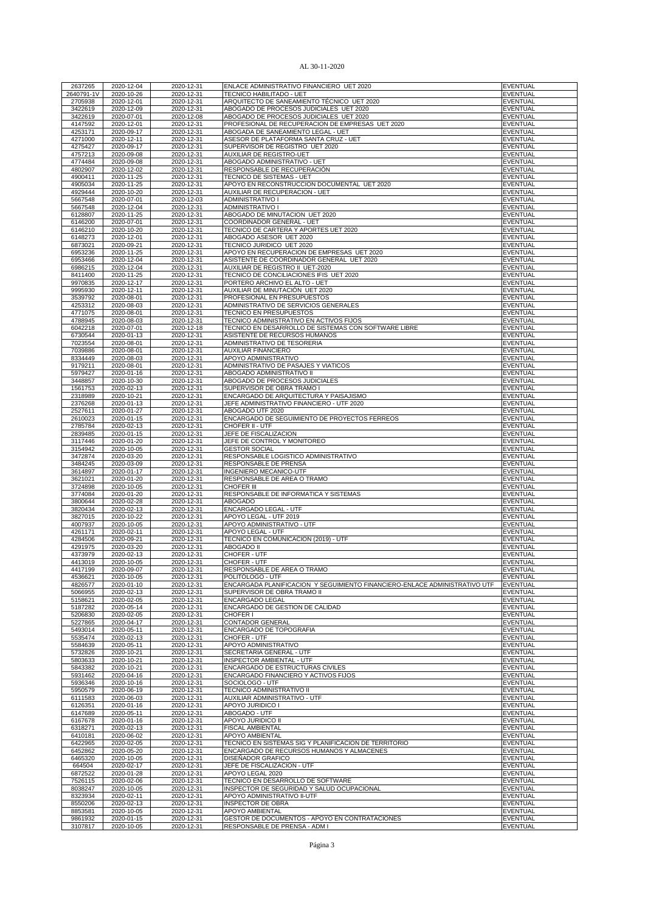AL 30-11-2020

| | | | | |
|---|---|---|---|---|
| 2637265 | 2020-12-04 | 2020-12-31 | ENLACE ADMINISTRATIVO FINANCIERO UET 2020 | EVENTUAL |
| 2640791-1V | 2020-10-26 | 2020-12-31 | TECNICO HABILITADO - UET | EVENTUAL |
| 2705938 | 2020-12-01 | 2020-12-31 | ARQUITECTO DE SANEAMIENTO TÉCNICO UET 2020 | EVENTUAL |
| 3422619 | 2020-12-09 | 2020-12-31 | ABOGADO DE PROCESOS JUDICIALES UET 2020 | EVENTUAL |
| 3422619 | 2020-07-01 | 2020-12-08 | ABOGADO DE PROCESOS JUDICIALES UET 2020 | EVENTUAL |
| 4147592 | 2020-12-01 | 2020-12-31 | PROFESIONAL DE RECUPERACION DE EMPRESAS UET 2020 | EVENTUAL |
| 4253171 | 2020-09-17 | 2020-12-31 | ABOGADA DE SANEAMIENTO LEGAL - UET | EVENTUAL |
| 4271000 | 2020-12-11 | 2020-12-31 | ASESOR DE PLATAFORMA SANTA CRUZ - UET | EVENTUAL |
| 4275427 | 2020-09-17 | 2020-12-31 | SUPERVISOR DE REGISTRO UET 2020 | EVENTUAL |
| 4757213 | 2020-09-08 | 2020-12-31 | AUXILIAR DE REGISTRO-UET | EVENTUAL |
| 4774484 | 2020-09-08 | 2020-12-31 | ABOGADO ADMINISTRATIVO - UET | EVENTUAL |
| 4802907 | 2020-12-02 | 2020-12-31 | RESPONSABLE DE RECUPERACIÓN | EVENTUAL |
| 4900411 | 2020-11-25 | 2020-12-31 | TECNICO DE SISTEMAS - UET | EVENTUAL |
| 4905034 | 2020-11-25 | 2020-12-31 | APOYO EN RECONSTRUCCION DOCUMENTAL UET 2020 | EVENTUAL |
| 4929444 | 2020-10-20 | 2020-12-31 | AUXILIAR DE RECUPERACION - UET | EVENTUAL |
| 5667548 | 2020-07-01 | 2020-12-03 | ADMINISTRATIVO I | EVENTUAL |
| 5667548 | 2020-12-04 | 2020-12-31 | ADMINISTRATIVO I | EVENTUAL |
| 6128807 | 2020-11-25 | 2020-12-31 | ABOGADO DE MINUTACION UET 2020 | EVENTUAL |
| 6146200 | 2020-07-01 | 2020-12-31 | COORDINADOR GENERAL - UET | EVENTUAL |
| 6146210 | 2020-10-20 | 2020-12-31 | TECNICO DE CARTERA Y APORTES UET 2020 | EVENTUAL |
| 6148273 | 2020-12-01 | 2020-12-31 | ABOGADO ASESOR UET 2020 | EVENTUAL |
| 6873021 | 2020-09-21 | 2020-12-31 | TECNICO JURIDICO UET 2020 | EVENTUAL |
| 6953236 | 2020-11-25 | 2020-12-31 | APOYO EN RECUPERACION DE EMPRESAS UET 2020 | EVENTUAL |
| 6953466 | 2020-12-04 | 2020-12-31 | ASISTENTE DE COORDINADOR GENERAL UET 2020 | EVENTUAL |
| 6986215 | 2020-12-04 | 2020-12-31 | AUXILIAR DE REGISTRO II UET-2020 | EVENTUAL |
| 8411400 | 2020-11-25 | 2020-12-31 | TECNICO DE CONCILIACIONES IFIS UET 2020 | EVENTUAL |
| 9970835 | 2020-12-17 | 2020-12-31 | PORTERO ARCHIVO EL ALTO - UET | EVENTUAL |
| 9995930 | 2020-12-11 | 2020-12-31 | AUXILIAR DE MINUTACIÓN UET 2020 | EVENTUAL |
| 3539792 | 2020-08-01 | 2020-12-31 | PROFESIONAL EN PRESUPUESTOS | EVENTUAL |
| 4253312 | 2020-08-03 | 2020-12-31 | ADMINISTRATIVO DE SERVICIOS GENERALES | EVENTUAL |
| 4771075 | 2020-08-01 | 2020-12-31 | TECNICO EN PRESUPUESTOS | EVENTUAL |
| 4788945 | 2020-08-03 | 2020-12-31 | TECNICO ADMINISTRATIVO EN ACTIVOS FIJOS | EVENTUAL |
| 6042218 | 2020-07-01 | 2020-12-18 | TECNICO EN DESARROLLO DE SISTEMAS CON SOFTWARE LIBRE | EVENTUAL |
| 6730544 | 2020-01-13 | 2020-12-31 | ASISTENTE DE RECURSOS HUMANOS | EVENTUAL |
| 7023554 | 2020-08-01 | 2020-12-31 | ADMINISTRATIVO DE TESORERIA | EVENTUAL |
| 7039886 | 2020-08-01 | 2020-12-31 | AUXILIAR FINANCIERO | EVENTUAL |
| 8334449 | 2020-08-03 | 2020-12-31 | APOYO ADMINISTRATIVO | EVENTUAL |
| 9179211 | 2020-08-01 | 2020-12-31 | ADMINISTRATIVO DE PASAJES Y VIATICOS | EVENTUAL |
| 5979427 | 2020-01-16 | 2020-12-31 | ABOGADO ADMINISTRATIVO II | EVENTUAL |
| 3448857 | 2020-10-30 | 2020-12-31 | ABOGADO DE PROCESOS JUDICIALES | EVENTUAL |
| 1561753 | 2020-02-13 | 2020-12-31 | SUPERVISOR DE OBRA TRAMO I | EVENTUAL |
| 2318989 | 2020-10-21 | 2020-12-31 | ENCARGADO DE ARQUITECTURA Y PAISAJISMO | EVENTUAL |
| 2376268 | 2020-01-13 | 2020-12-31 | JEFE ADMINISTRATIVO FINANCIERO - UTF 2020 | EVENTUAL |
| 2527611 | 2020-01-27 | 2020-12-31 | ABOGADO UTF 2020 | EVENTUAL |
| 2610023 | 2020-01-15 | 2020-12-31 | ENCARGADO DE SEGUIMIENTO DE PROYECTOS FERREOS | EVENTUAL |
| 2785784 | 2020-02-13 | 2020-12-31 | CHOFER II - UTF | EVENTUAL |
| 2839485 | 2020-01-15 | 2020-12-31 | JEFE DE FISCALIZACION | EVENTUAL |
| 3117446 | 2020-01-20 | 2020-12-31 | JEFE DE CONTROL Y MONITOREO | EVENTUAL |
| 3154942 | 2020-10-05 | 2020-12-31 | GESTOR SOCIAL | EVENTUAL |
| 3472874 | 2020-03-20 | 2020-12-31 | RESPONSABLE LOGISTICO ADMINISTRATIVO | EVENTUAL |
| 3484245 | 2020-03-09 | 2020-12-31 | RESPONSABLE DE PRENSA | EVENTUAL |
| 3614897 | 2020-01-17 | 2020-12-31 | INGENIERO MECANICO-UTF | EVENTUAL |
| 3621021 | 2020-01-20 | 2020-12-31 | RESPONSABLE DE AREA O TRAMO | EVENTUAL |
| 3724898 | 2020-10-05 | 2020-12-31 | CHOFER III | EVENTUAL |
| 3774084 | 2020-01-20 | 2020-12-31 | RESPONSABLE DE INFORMATICA Y SISTEMAS | EVENTUAL |
| 3800644 | 2020-02-28 | 2020-12-31 | ABOGADO | EVENTUAL |
| 3820434 | 2020-02-13 | 2020-12-31 | ENCARGADO LEGAL - UTF | EVENTUAL |
| 3827015 | 2020-10-22 | 2020-12-31 | APOYO LEGAL - UTF 2019 | EVENTUAL |
| 4007937 | 2020-10-05 | 2020-12-31 | APOYO ADMINISTRATIVO - UTF | EVENTUAL |
| 4261171 | 2020-02-11 | 2020-12-31 | APOYO LEGAL - UTF | EVENTUAL |
| 4284506 | 2020-09-21 | 2020-12-31 | TECNICO EN COMUNICACION (2019) - UTF | EVENTUAL |
| 4291975 | 2020-03-20 | 2020-12-31 | ABOGADO II | EVENTUAL |
| 4373979 | 2020-02-13 | 2020-12-31 | CHOFER - UTF | EVENTUAL |
| 4413019 | 2020-10-05 | 2020-12-31 | CHOFER - UTF | EVENTUAL |
| 4417199 | 2020-09-07 | 2020-12-31 | RESPONSABLE DE AREA O TRAMO | EVENTUAL |
| 4536621 | 2020-10-05 | 2020-12-31 | POLITOLOGO - UTF | EVENTUAL |
| 4826577 | 2020-01-10 | 2020-12-31 | ENCARGADA PLANIFICACION Y SEGUIMIENTO FINANCIERO-ENLACE ADMINISTRATIVO UTF | EVENTUAL |
| 5066955 | 2020-02-13 | 2020-12-31 | SUPERVISOR DE OBRA TRAMO II | EVENTUAL |
| 5158621 | 2020-02-05 | 2020-12-31 | ENCARGADO LEGAL | EVENTUAL |
| 5187282 | 2020-05-14 | 2020-12-31 | ENCARGADO DE GESTION DE CALIDAD | EVENTUAL |
| 5206830 | 2020-02-05 | 2020-12-31 | CHOFER I | EVENTUAL |
| 5227865 | 2020-04-17 | 2020-12-31 | CONTADOR GENERAL | EVENTUAL |
| 5493014 | 2020-05-11 | 2020-12-31 | ENCARGADO DE TOPOGRAFIA | EVENTUAL |
| 5535474 | 2020-02-13 | 2020-12-31 | CHOFER - UTF | EVENTUAL |
| 5584639 | 2020-05-11 | 2020-12-31 | APOYO ADMINISTRATIVO | EVENTUAL |
| 5732826 | 2020-10-21 | 2020-12-31 | SECRETARIA GENERAL - UTF | EVENTUAL |
| 5803633 | 2020-10-21 | 2020-12-31 | INSPECTOR AMBIENTAL - UTF | EVENTUAL |
| 5843382 | 2020-10-21 | 2020-12-31 | ENCARGADO DE ESTRUCTURAS CIVILES | EVENTUAL |
| 5931462 | 2020-04-16 | 2020-12-31 | ENCARGADO FINANCIERO Y ACTIVOS FIJOS | EVENTUAL |
| 5936346 | 2020-10-16 | 2020-12-31 | SOCIOLOGO - UTF | EVENTUAL |
| 5950579 | 2020-06-19 | 2020-12-31 | TECNICO ADMINISTRATIVO II | EVENTUAL |
| 6111583 | 2020-06-03 | 2020-12-31 | AUXILIAR ADMINISTRATIVO - UTF | EVENTUAL |
| 6126351 | 2020-01-16 | 2020-12-31 | APOYO JURIDICO I | EVENTUAL |
| 6147689 | 2020-05-11 | 2020-12-31 | ABOGADO - UTF | EVENTUAL |
| 6167678 | 2020-01-16 | 2020-12-31 | APOYO JURIDICO II | EVENTUAL |
| 6318271 | 2020-02-13 | 2020-12-31 | FISCAL AMBIENTAL | EVENTUAL |
| 6410181 | 2020-06-02 | 2020-12-31 | APOYO AMBIENTAL | EVENTUAL |
| 6422965 | 2020-02-05 | 2020-12-31 | TECNICO EN SISTEMAS SIG Y PLANIFICACION DE TERRITORIO | EVENTUAL |
| 6452862 | 2020-05-20 | 2020-12-31 | ENCARGADO DE RECURSOS HUMANOS Y ALMACENES | EVENTUAL |
| 6465320 | 2020-10-05 | 2020-12-31 | DISEÑADOR GRAFICO | EVENTUAL |
| 664504 | 2020-02-17 | 2020-12-31 | JEFE DE FISCALIZACION - UTF | EVENTUAL |
| 6872522 | 2020-01-28 | 2020-12-31 | APOYO LEGAL 2020 | EVENTUAL |
| 7526115 | 2020-02-06 | 2020-12-31 | TECNICO EN DESARROLLO DE SOFTWARE | EVENTUAL |
| 8038247 | 2020-10-05 | 2020-12-31 | INSPECTOR DE SEGURIDAD Y SALUD OCUPACIONAL | EVENTUAL |
| 8323934 | 2020-02-11 | 2020-12-31 | APOYO ADMINISTRATIVO II-UTF | EVENTUAL |
| 8550206 | 2020-02-13 | 2020-12-31 | INSPECTOR DE OBRA | EVENTUAL |
| 8853581 | 2020-10-05 | 2020-12-31 | APOYO AMBIENTAL | EVENTUAL |
| 9861932 | 2020-01-15 | 2020-12-31 | GESTOR DE DOCUMENTOS - APOYO EN CONTRATACIONES | EVENTUAL |
| 3107817 | 2020-10-05 | 2020-12-31 | RESPONSABLE DE PRENSA - ADM I | EVENTUAL |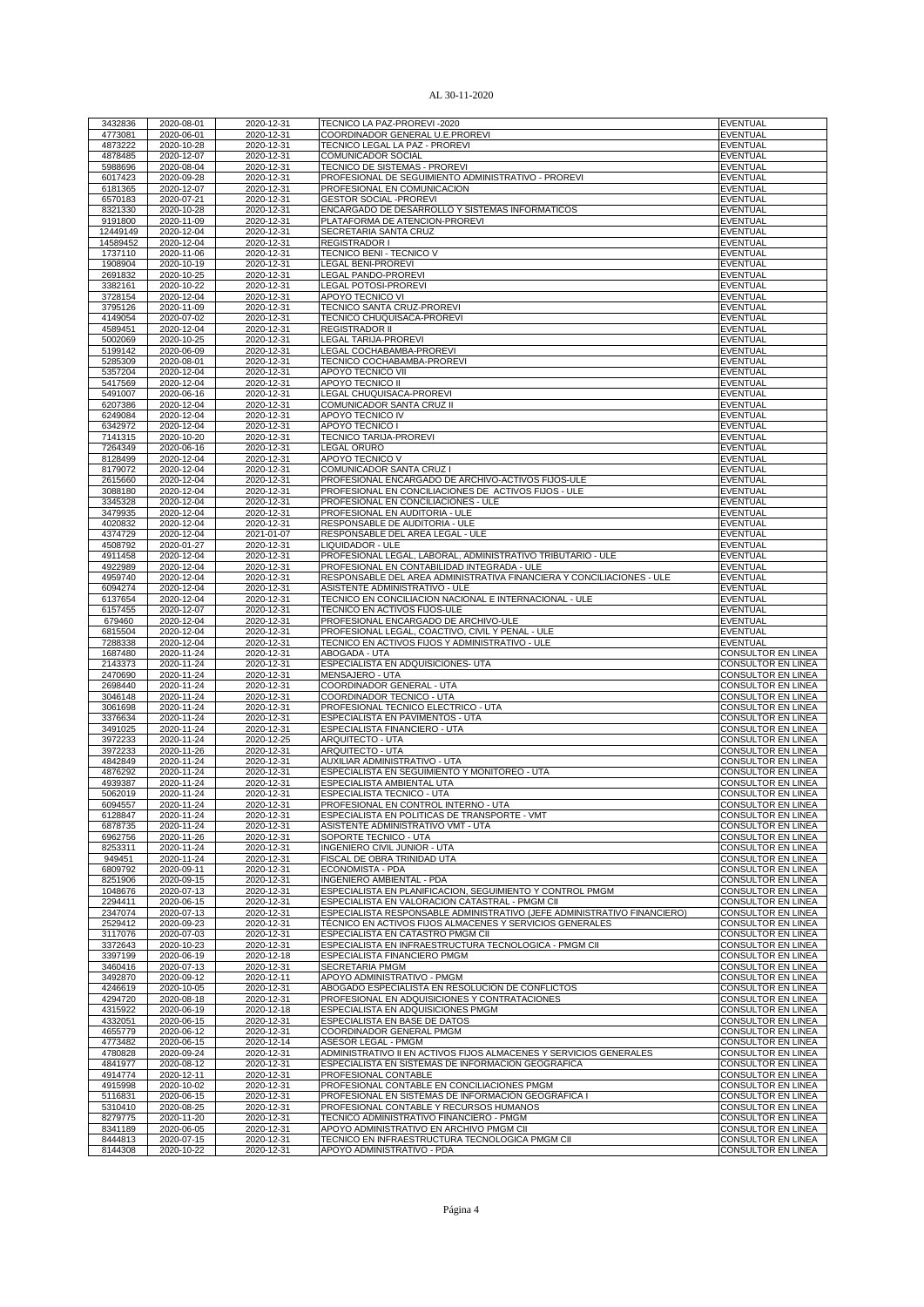AL 30-11-2020

| | | | | |
|---|---|---|---|---|
| 3432836 | 2020-08-01 | 2020-12-31 | TECNICO LA PAZ-PROREVI -2020 | EVENTUAL |
| 4773081 | 2020-06-01 | 2020-12-31 | COORDINADOR GENERAL U.E.PROREVI | EVENTUAL |
| 4873222 | 2020-10-28 | 2020-12-31 | TECNICO LEGAL LA PAZ - PROREVI | EVENTUAL |
| 4878485 | 2020-12-07 | 2020-12-31 | COMUNICADOR SOCIAL | EVENTUAL |
| 5988696 | 2020-08-04 | 2020-12-31 | TECNICO DE SISTEMAS - PROREVI | EVENTUAL |
| 6017423 | 2020-09-28 | 2020-12-31 | PROFESIONAL DE SEGUIMIENTO ADMINISTRATIVO - PROREVI | EVENTUAL |
| 6181365 | 2020-12-07 | 2020-12-31 | PROFESIONAL EN COMUNICACION | EVENTUAL |
| 6570183 | 2020-07-21 | 2020-12-31 | GESTOR SOCIAL -PROREVI | EVENTUAL |
| 8321330 | 2020-10-28 | 2020-12-31 | ENCARGADO DE DESARROLLO Y SISTEMAS INFORMATICOS | EVENTUAL |
| 9191800 | 2020-11-09 | 2020-12-31 | PLATAFORMA DE ATENCION-PROREVI | EVENTUAL |
| 12449149 | 2020-12-04 | 2020-12-31 | SECRETARIA SANTA CRUZ | EVENTUAL |
| 14589452 | 2020-12-04 | 2020-12-31 | REGISTRADOR I | EVENTUAL |
| 1737110 | 2020-11-06 | 2020-12-31 | TECNICO BENI - TECNICO V | EVENTUAL |
| 1908904 | 2020-10-19 | 2020-12-31 | LEGAL BENI-PROREVI | EVENTUAL |
| 2691832 | 2020-10-25 | 2020-12-31 | LEGAL PANDO-PROREVI | EVENTUAL |
| 3382161 | 2020-10-22 | 2020-12-31 | LEGAL POTOSI-PROREVI | EVENTUAL |
| 3728154 | 2020-12-04 | 2020-12-31 | APOYO TECNICO VI | EVENTUAL |
| 3795126 | 2020-11-09 | 2020-12-31 | TECNICO SANTA CRUZ-PROREVI | EVENTUAL |
| 4149054 | 2020-07-02 | 2020-12-31 | TECNICO CHUQUISACA-PROREVI | EVENTUAL |
| 4589451 | 2020-12-04 | 2020-12-31 | REGISTRADOR II | EVENTUAL |
| 5002069 | 2020-10-25 | 2020-12-31 | LEGAL TARIJA-PROREVI | EVENTUAL |
| 5199142 | 2020-06-09 | 2020-12-31 | LEGAL COCHABAMBA-PROREVI | EVENTUAL |
| 5285309 | 2020-08-01 | 2020-12-31 | TECNICO COCHABAMBA-PROREVI | EVENTUAL |
| 5357204 | 2020-12-04 | 2020-12-31 | APOYO TECNICO VII | EVENTUAL |
| 5417569 | 2020-12-04 | 2020-12-31 | APOYO TECNICO II | EVENTUAL |
| 5491007 | 2020-06-16 | 2020-12-31 | LEGAL CHUQUISACA-PROREVI | EVENTUAL |
| 6207386 | 2020-12-04 | 2020-12-31 | COMUNICADOR SANTA CRUZ II | EVENTUAL |
| 6249084 | 2020-12-04 | 2020-12-31 | APOYO TECNICO IV | EVENTUAL |
| 6342972 | 2020-12-04 | 2020-12-31 | APOYO TECNICO I | EVENTUAL |
| 7141315 | 2020-10-20 | 2020-12-31 | TECNICO TARIJA-PROREVI | EVENTUAL |
| 7264349 | 2020-06-16 | 2020-12-31 | LEGAL ORURO | EVENTUAL |
| 8128499 | 2020-12-04 | 2020-12-31 | APOYO TECNICO V | EVENTUAL |
| 8179072 | 2020-12-04 | 2020-12-31 | COMUNICADOR SANTA CRUZ I | EVENTUAL |
| 2615660 | 2020-12-04 | 2020-12-31 | PROFESIONAL ENCARGADO DE ARCHIVO-ACTIVOS FIJOS-ULE | EVENTUAL |
| 3088180 | 2020-12-04 | 2020-12-31 | PROFESIONAL EN CONCILIACIONES DE ACTIVOS FIJOS - ULE | EVENTUAL |
| 3345328 | 2020-12-04 | 2020-12-31 | PROFESIONAL EN CONCILIACIONES - ULE | EVENTUAL |
| 3479935 | 2020-12-04 | 2020-12-31 | PROFESIONAL EN AUDITORIA - ULE | EVENTUAL |
| 4020832 | 2020-12-04 | 2020-12-31 | RESPONSABLE DE AUDITORIA - ULE | EVENTUAL |
| 4374729 | 2020-12-04 | 2021-01-07 | RESPONSABLE DEL AREA LEGAL - ULE | EVENTUAL |
| 4508792 | 2020-01-27 | 2020-12-31 | LIQUIDADOR - ULE | EVENTUAL |
| 4911458 | 2020-12-04 | 2020-12-31 | PROFESIONAL LEGAL, LABORAL, ADMINISTRATIVO TRIBUTARIO - ULE | EVENTUAL |
| 4922989 | 2020-12-04 | 2020-12-31 | PROFESIONAL EN CONTABILIDAD INTEGRADA - ULE | EVENTUAL |
| 4959740 | 2020-12-04 | 2020-12-31 | RESPONSABLE DEL AREA ADMINISTRATIVA FINANCIERA Y CONCILIACIONES - ULE | EVENTUAL |
| 6094274 | 2020-12-04 | 2020-12-31 | ASISTENTE ADMINISTRATIVO - ULE | EVENTUAL |
| 6137654 | 2020-12-04 | 2020-12-31 | TECNICO EN CONCILIACION NACIONAL E INTERNACIONAL - ULE | EVENTUAL |
| 6157455 | 2020-12-07 | 2020-12-31 | TECNICO EN ACTIVOS FIJOS-ULE | EVENTUAL |
| 679460 | 2020-12-04 | 2020-12-31 | PROFESIONAL ENCARGADO DE ARCHIVO-ULE | EVENTUAL |
| 6815504 | 2020-12-04 | 2020-12-31 | PROFESIONAL LEGAL, COACTIVO, CIVIL Y PENAL - ULE | EVENTUAL |
| 7288338 | 2020-12-04 | 2020-12-31 | TECNICO EN ACTIVOS FIJOS Y ADMINISTRATIVO - ULE | EVENTUAL |
| 1687480 | 2020-11-24 | 2020-12-31 | ABOGADA - UTA | CONSULTOR EN LINEA |
| 2143373 | 2020-11-24 | 2020-12-31 | ESPECIALISTA EN ADQUISICIONES- UTA | CONSULTOR EN LINEA |
| 2470690 | 2020-11-24 | 2020-12-31 | MENSAJERO - UTA | CONSULTOR EN LINEA |
| 2698440 | 2020-11-24 | 2020-12-31 | COORDINADOR GENERAL - UTA | CONSULTOR EN LINEA |
| 3046148 | 2020-11-24 | 2020-12-31 | COORDINADOR TECNICO - UTA | CONSULTOR EN LINEA |
| 3061698 | 2020-11-24 | 2020-12-31 | PROFESIONAL TECNICO ELECTRICO - UTA | CONSULTOR EN LINEA |
| 3376634 | 2020-11-24 | 2020-12-31 | ESPECIALISTA EN PAVIMENTOS - UTA | CONSULTOR EN LINEA |
| 3491025 | 2020-11-24 | 2020-12-31 | ESPECIALISTA FINANCIERO - UTA | CONSULTOR EN LINEA |
| 3972233 | 2020-11-24 | 2020-12-25 | ARQUITECTO - UTA | CONSULTOR EN LINEA |
| 3972233 | 2020-11-26 | 2020-12-31 | ARQUITECTO - UTA | CONSULTOR EN LINEA |
| 4842849 | 2020-11-24 | 2020-12-31 | AUXILIAR ADMINISTRATIVO - UTA | CONSULTOR EN LINEA |
| 4876292 | 2020-11-24 | 2020-12-31 | ESPECIALISTA EN SEGUIMIENTO Y MONITOREO - UTA | CONSULTOR EN LINEA |
| 4939387 | 2020-11-24 | 2020-12-31 | ESPECIALISTA AMBIENTAL UTA | CONSULTOR EN LINEA |
| 5062019 | 2020-11-24 | 2020-12-31 | ESPECIALISTA TECNICO - UTA | CONSULTOR EN LINEA |
| 6094557 | 2020-11-24 | 2020-12-31 | PROFESIONAL EN CONTROL INTERNO - UTA | CONSULTOR EN LINEA |
| 6128847 | 2020-11-24 | 2020-12-31 | ESPECIALISTA EN POLITICAS DE TRANSPORTE - VMT | CONSULTOR EN LINEA |
| 6878735 | 2020-11-24 | 2020-12-31 | ASISTENTE ADMINISTRATIVO VMT - UTA | CONSULTOR EN LINEA |
| 6962756 | 2020-11-26 | 2020-12-31 | SOPORTE TECNICO - UTA | CONSULTOR EN LINEA |
| 8253311 | 2020-11-24 | 2020-12-31 | INGENIERO CIVIL JUNIOR - UTA | CONSULTOR EN LINEA |
| 949451 | 2020-11-24 | 2020-12-31 | FISCAL DE OBRA TRINIDAD UTA | CONSULTOR EN LINEA |
| 6809792 | 2020-09-11 | 2020-12-31 | ECONOMISTA - PDA | CONSULTOR EN LINEA |
| 8251906 | 2020-09-15 | 2020-12-31 | INGENIERO AMBIENTAL - PDA | CONSULTOR EN LINEA |
| 1048676 | 2020-07-13 | 2020-12-31 | ESPECIALISTA EN PLANIFICACION, SEGUIMIENTO Y CONTROL PMGM | CONSULTOR EN LINEA |
| 2294411 | 2020-06-15 | 2020-12-31 | ESPECIALISTA EN VALORACION CATASTRAL - PMGM CII | CONSULTOR EN LINEA |
| 2347074 | 2020-07-13 | 2020-12-31 | ESPECIALISTA RESPONSABLE ADMINISTRATIVO (JEFE ADMINISTRATIVO FINANCIERO) | CONSULTOR EN LINEA |
| 2529412 | 2020-09-23 | 2020-12-31 | TECNICO EN ACTIVOS FIJOS ALMACENES Y SERVICIOS GENERALES | CONSULTOR EN LINEA |
| 3117076 | 2020-07-03 | 2020-12-31 | ESPECIALISTA EN CATASTRO PMGM CII | CONSULTOR EN LINEA |
| 3372643 | 2020-10-23 | 2020-12-31 | ESPECIALISTA EN INFRAESTRUCTURA TECNOLOGICA - PMGM CII | CONSULTOR EN LINEA |
| 3397199 | 2020-06-19 | 2020-12-18 | ESPECIALISTA FINANCIERO PMGM | CONSULTOR EN LINEA |
| 3460416 | 2020-07-13 | 2020-12-31 | SECRETARIA PMGM | CONSULTOR EN LINEA |
| 3492870 | 2020-09-12 | 2020-12-11 | APOYO ADMINISTRATIVO - PMGM | CONSULTOR EN LINEA |
| 4246619 | 2020-10-05 | 2020-12-31 | ABOGADO ESPECIALISTA EN RESOLUCION DE CONFLICTOS | CONSULTOR EN LINEA |
| 4294720 | 2020-08-18 | 2020-12-31 | PROFESIONAL EN ADQUISICIONES Y CONTRATACIONES | CONSULTOR EN LINEA |
| 4315922 | 2020-06-19 | 2020-12-18 | ESPECIALISTA EN ADQUISICIONES PMGM | CONSULTOR EN LINEA |
| 4332051 | 2020-06-15 | 2020-12-31 | ESPECIALISTA EN BASE DE DATOS | CONSULTOR EN LINEA |
| 4655779 | 2020-06-12 | 2020-12-31 | COORDINADOR GENERAL PMGM | CONSULTOR EN LINEA |
| 4773482 | 2020-06-15 | 2020-12-14 | ASESOR LEGAL - PMGM | CONSULTOR EN LINEA |
| 4780828 | 2020-09-24 | 2020-12-31 | ADMINISTRATIVO II EN ACTIVOS FIJOS ALMACENES Y SERVICIOS GENERALES | CONSULTOR EN LINEA |
| 4841977 | 2020-08-12 | 2020-12-31 | ESPECIALISTA EN SISTEMAS DE INFORMACION GEOGRAFICA | CONSULTOR EN LINEA |
| 4914774 | 2020-12-11 | 2020-12-31 | PROFESIONAL CONTABLE | CONSULTOR EN LINEA |
| 4915998 | 2020-10-02 | 2020-12-31 | PROFESIONAL CONTABLE EN CONCILIACIONES PMGM | CONSULTOR EN LINEA |
| 5116831 | 2020-06-15 | 2020-12-31 | PROFESIONAL EN SISTEMAS DE INFORMACION GEOGRAFICA I | CONSULTOR EN LINEA |
| 5310410 | 2020-08-25 | 2020-12-31 | PROFESIONAL CONTABLE Y RECURSOS HUMANOS | CONSULTOR EN LINEA |
| 8279775 | 2020-11-20 | 2020-12-31 | TECNICO ADMINISTRATIVO FINANCIERO - PMGM | CONSULTOR EN LINEA |
| 8341189 | 2020-06-05 | 2020-12-31 | APOYO ADMINISTRATIVO EN ARCHIVO PMGM CII | CONSULTOR EN LINEA |
| 8444813 | 2020-07-15 | 2020-12-31 | TECNICO EN INFRAESTRUCTURA TECNOLOGICA PMGM CII | CONSULTOR EN LINEA |
| 8144308 | 2020-10-22 | 2020-12-31 | APOYO ADMINISTRATIVO - PDA | CONSULTOR EN LINEA |